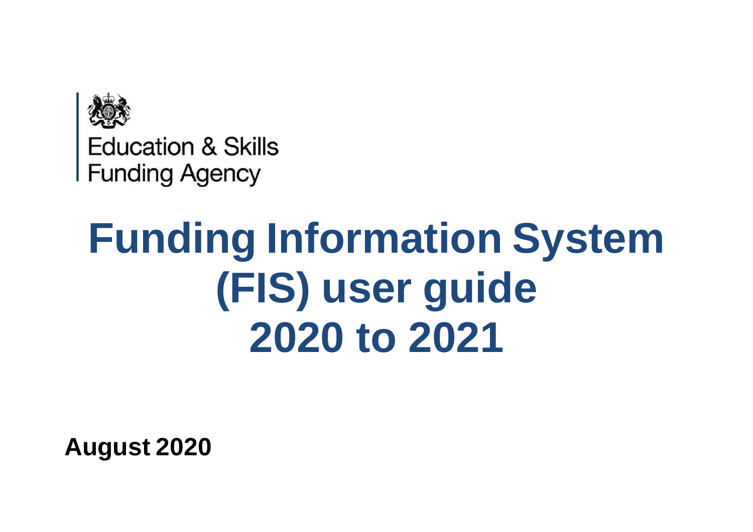Education & Skills
Funding Agency

# Funding Information System (FIS) user guide 2020 to 2021

**August 2020**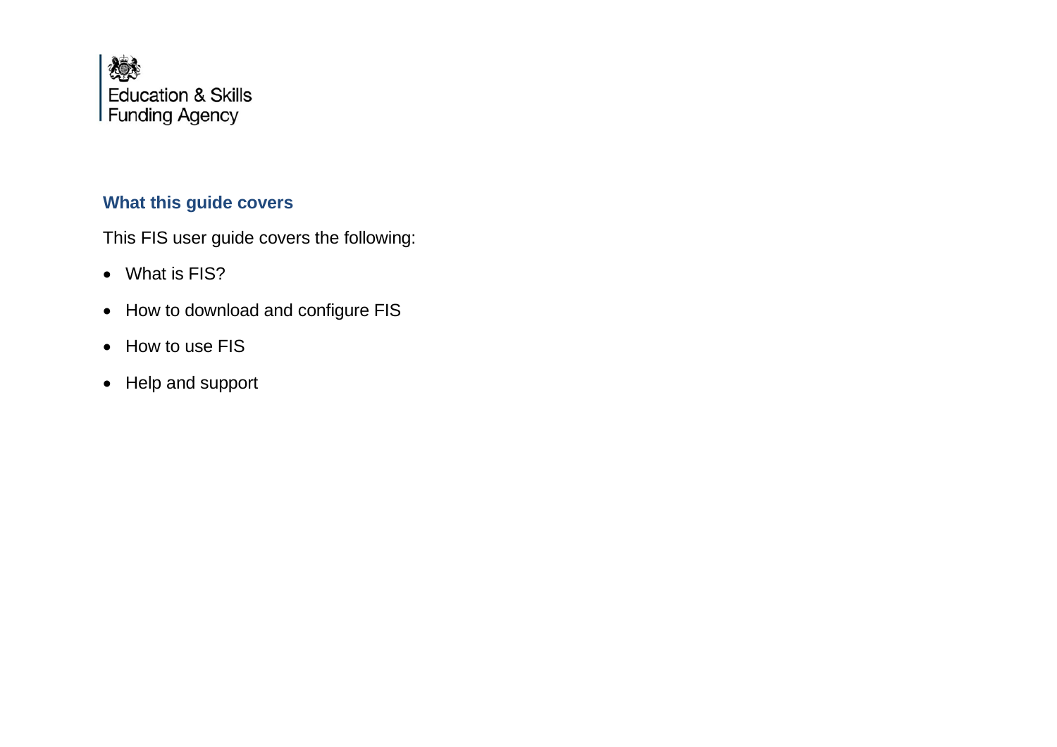Education & Skills Funding Agency

## What this guide covers

This FIS user guide covers the following:

- What is FIS?
- How to download and configure FIS
- How to use FIS
- Help and support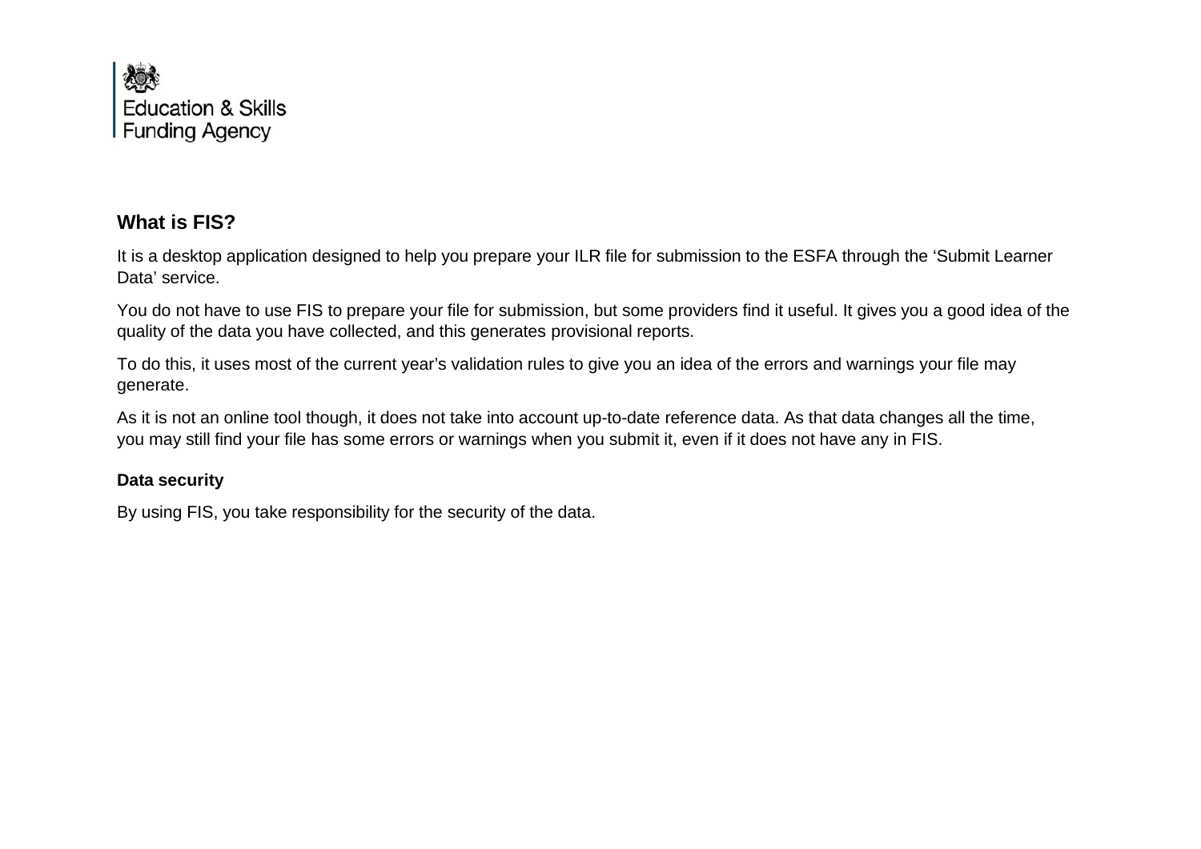Education & Skills Funding Agency

## What is FIS?

It is a desktop application designed to help you prepare your ILR file for submission to the ESFA through the 'Submit Learner Data' service.

You do not have to use FIS to prepare your file for submission, but some providers find it useful. It gives you a good idea of the quality of the data you have collected, and this generates provisional reports.

To do this, it uses most of the current year's validation rules to give you an idea of the errors and warnings your file may generate.

As it is not an online tool though, it does not take into account up-to-date reference data. As that data changes all the time, you may still find your file has some errors or warnings when you submit it, even if it does not have any in FIS.

### Data security

By using FIS, you take responsibility for the security of the data.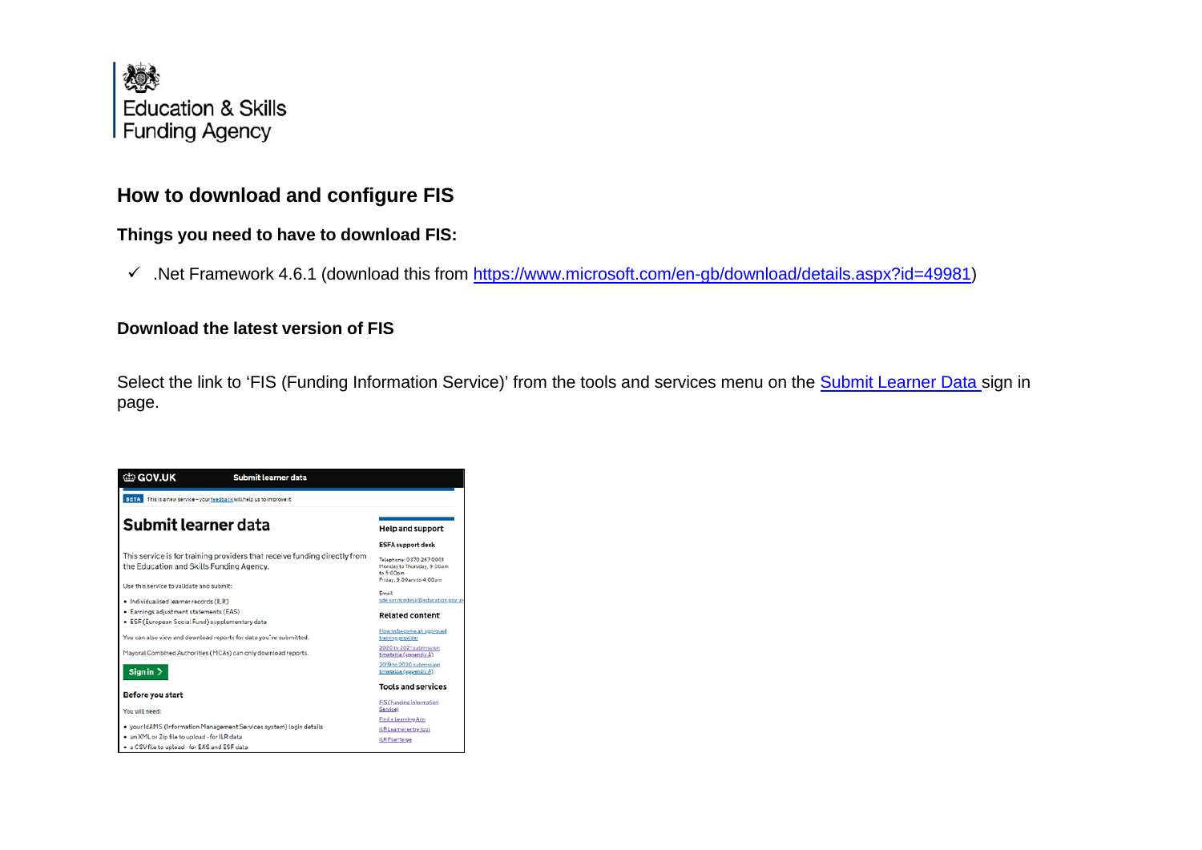Education & Skills Funding Agency

## How to download and configure FIS

### Things you need to have to download FIS:

- ✓ .Net Framework 4.6.1 (download this from https://www.microsoft.com/en-gb/download/details.aspx?id=49981)

### Download the latest version of FIS

Select the link to 'FIS (Funding Information Service)' from the tools and services menu on the Submit Learner Data sign in page.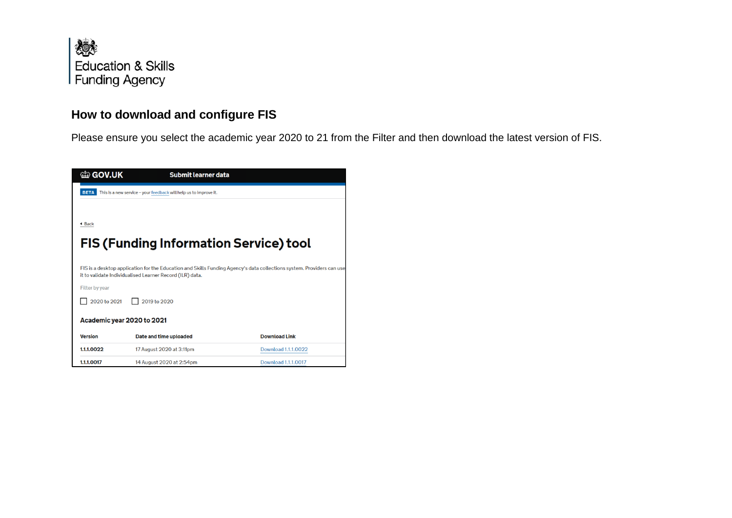Education & Skills Funding Agency

## How to download and configure FIS

Please ensure you select the academic year 2020 to 21 from the Filter and then download the latest version of FIS.

GOV.UK Submit learner data

BETA This is a new service – your feedback will help us to improve it.

Back

# FIS (Funding Information Service) tool

FIS is a desktop application for the Education and Skills Funding Agency's data collections system. Providers can use it to validate Individualised Learner Record (ILR) data.

Filter by year

☐ 2020 to 2021 ☐ 2019 to 2020

### Academic year 2020 to 2021

| Version | Date and time uploaded | Download Link |
|---|---|---|
| 1.1.1.0022 | 17 August 2020 at 3:11pm | Download 1.1.1.0022 |
| 1.1.1.0017 | 14 August 2020 at 2:54pm | Download 1.1.1.0017 |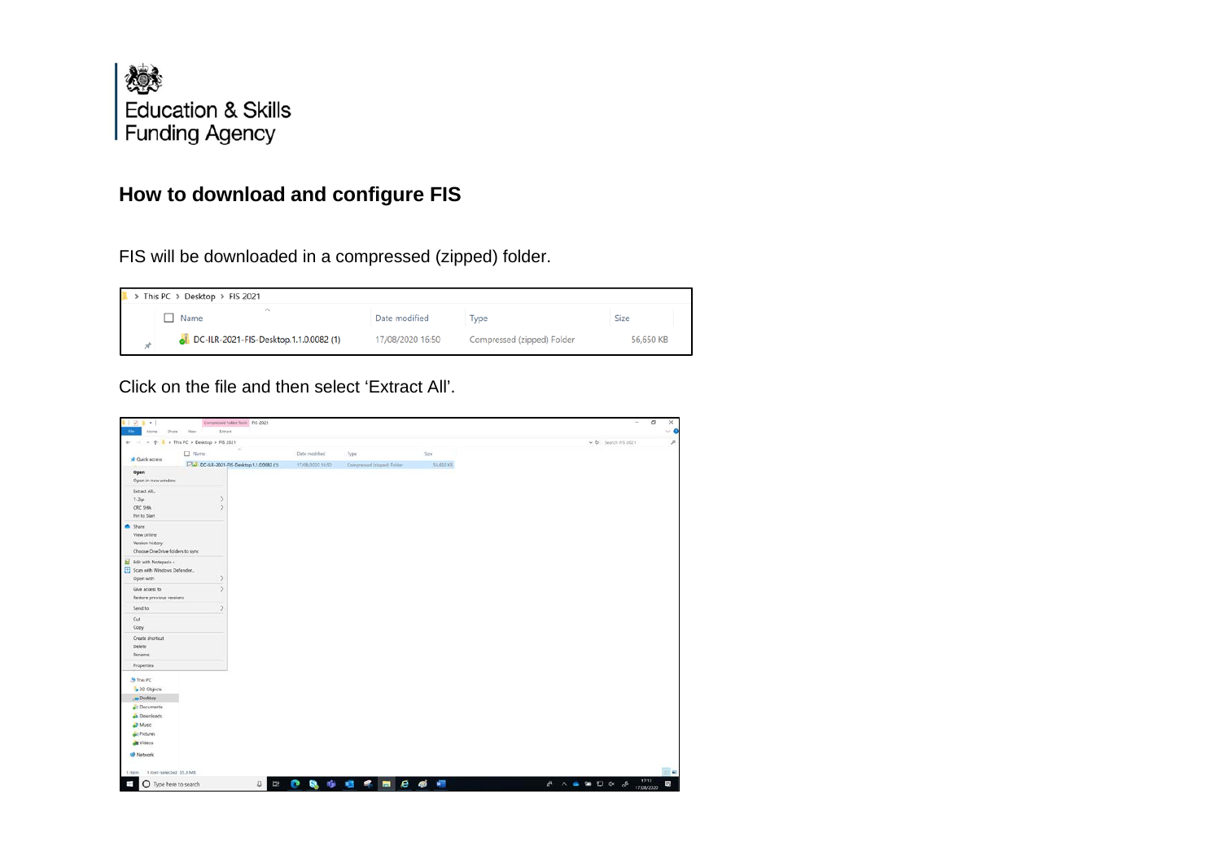# How to download and configure FIS

FIS will be downloaded in a compressed (zipped) folder.

Click on the file and then select 'Extract All'.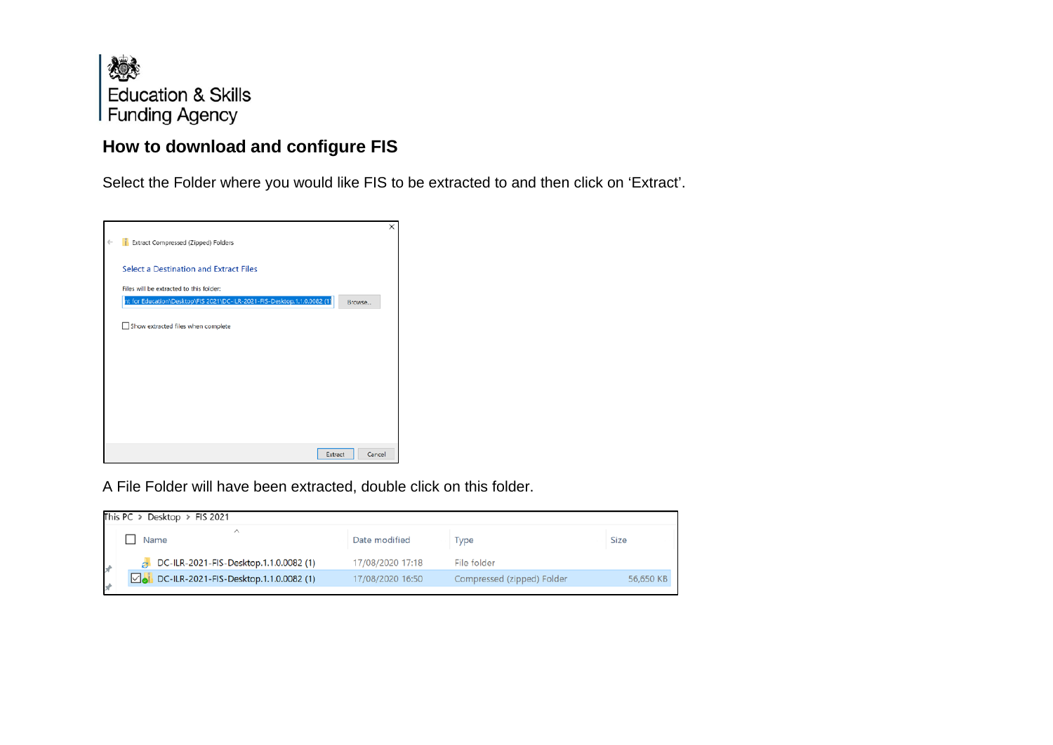## How to download and configure FIS

Select the Folder where you would like FIS to be extracted to and then click on 'Extract'.

A File Folder will have been extracted, double click on this folder.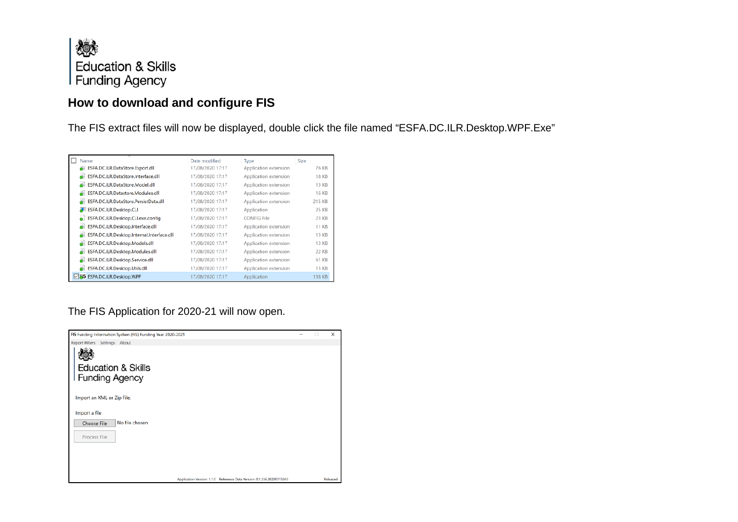## How to download and configure FIS

The FIS extract files will now be displayed, double click the file named "ESFA.DC.ILR.Desktop.WPF.Exe"

| Name | Date modified | Type | Size |
|---|---|---|---|
| ESFA.DC.ILR.DataStore.Export.dll | 17/08/2020 17:17 | Application extension | 76 KB |
| ESFA.DC.ILR.DataStore.Interface.dll | 17/08/2020 17:17 | Application extension | 18 KB |
| ESFA.DC.ILR.DataStore.Model.dll | 17/08/2020 17:17 | Application extension | 13 KB |
| ESFA.DC.ILR.Datastore.Modules.dll | 17/08/2020 17:17 | Application extension | 16 KB |
| ESFA.DC.ILR.DataStore.PersistData.dll | 17/08/2020 17:17 | Application extension | 215 KB |
| ESFA.DC.ILR.Desktop.CLI | 17/08/2020 17:17 | Application | 25 KB |
| ESFA.DC.ILR.Desktop.CLI.exe.config | 17/08/2020 17:17 | CONFIG File | 23 KB |
| ESFA.DC.ILR.Desktop.Interface.dll | 17/08/2020 17:17 | Application extension | 11 KB |
| ESFA.DC.ILR.Desktop.Internal.Interface.dll | 17/08/2020 17:17 | Application extension | 13 KB |
| ESFA.DC.ILR.Desktop.Models.dll | 17/08/2020 17:17 | Application extension | 13 KB |
| ESFA.DC.ILR.Desktop.Modules.dll | 17/08/2020 17:17 | Application extension | 22 KB |
| ESFA.DC.ILR.Desktop.Service.dll | 17/08/2020 17:17 | Application extension | 61 KB |
| ESFA.DC.ILR.Desktop.Utils.dll | 17/08/2020 17:17 | Application extension | 13 KB |
| ESFA.DC.ILR.Desktop.WPF | 17/08/2020 17:17 | Application | 138 KB |

The FIS Application for 2020-21 will now open.

FIS Funding Information System (FIS) Funding Year 2020-2021

Report Filters Settings About

Education & Skills Funding Agency

Import an XML or Zip File.

Import a file

Choose File No file chosen

Process File

Application Version: 1.1.0 Reference Data Version: 0.1.256.20200715045 Released: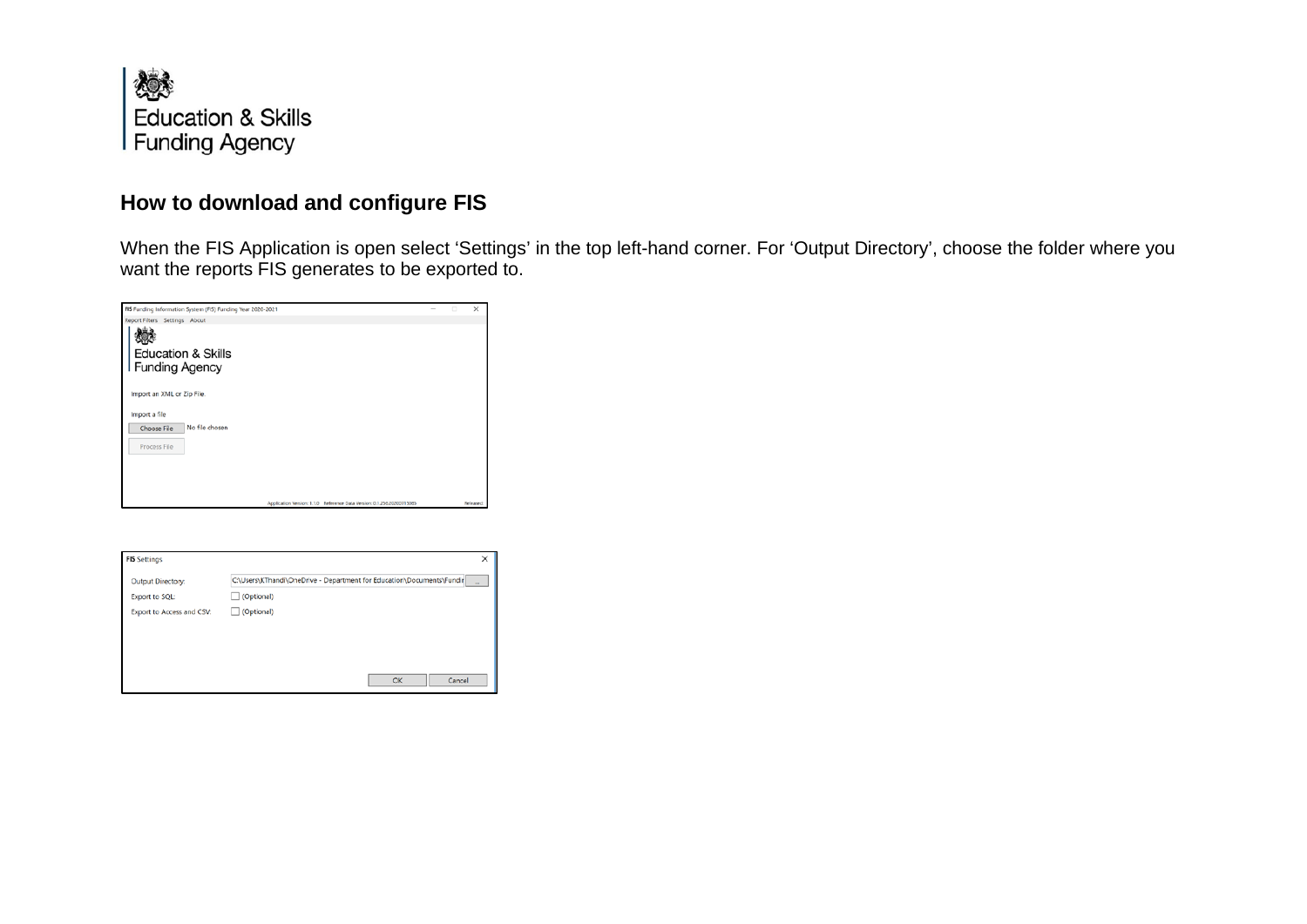# How to download and configure FIS

When the FIS Application is open select 'Settings' in the top left-hand corner. For 'Output Directory', choose the folder where you want the reports FIS generates to be exported to.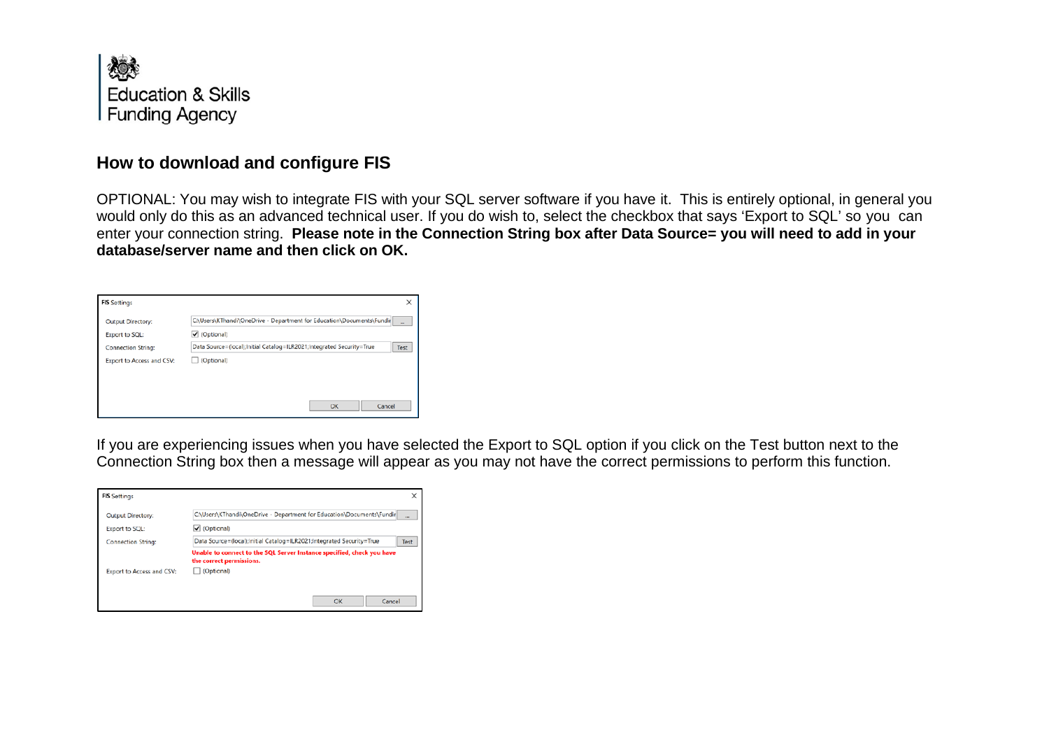## How to download and configure FIS

OPTIONAL: You may wish to integrate FIS with your SQL server software if you have it. This is entirely optional, in general you would only do this as an advanced technical user. If you do wish to, select the checkbox that says 'Export to SQL' so you can enter your connection string. **Please note in the Connection String box after Data Source= you will need to add in your database/server name and then click on OK.**

FIS Settings

Output Directory: C:\Users\KThandi\OneDrive - Department for Education\Documents\Fundir

Export to SQL: ☑ (Optional)

Connection String: Data Source=(local);Initial Catalog=ILR2021;Integrated Security=True [Test]

Export to Access and CSV: ☐ (Optional)

[OK] [Cancel]

If you are experiencing issues when you have selected the Export to SQL option if you click on the Test button next to the Connection String box then a message will appear as you may not have the correct permissions to perform this function.

FIS Settings

Output Directory: C:\Users\KThandi\OneDrive - Department for Education\Documents\Fundir

Export to SQL: ☑ (Optional)

Connection String: Data Source=(local);Initial Catalog=ILR2021;Integrated Security=True [Test]

Unable to connect to the SQL Server Instance specified, check you have the correct permissions.

Export to Access and CSV: ☐ (Optional)

[OK] [Cancel]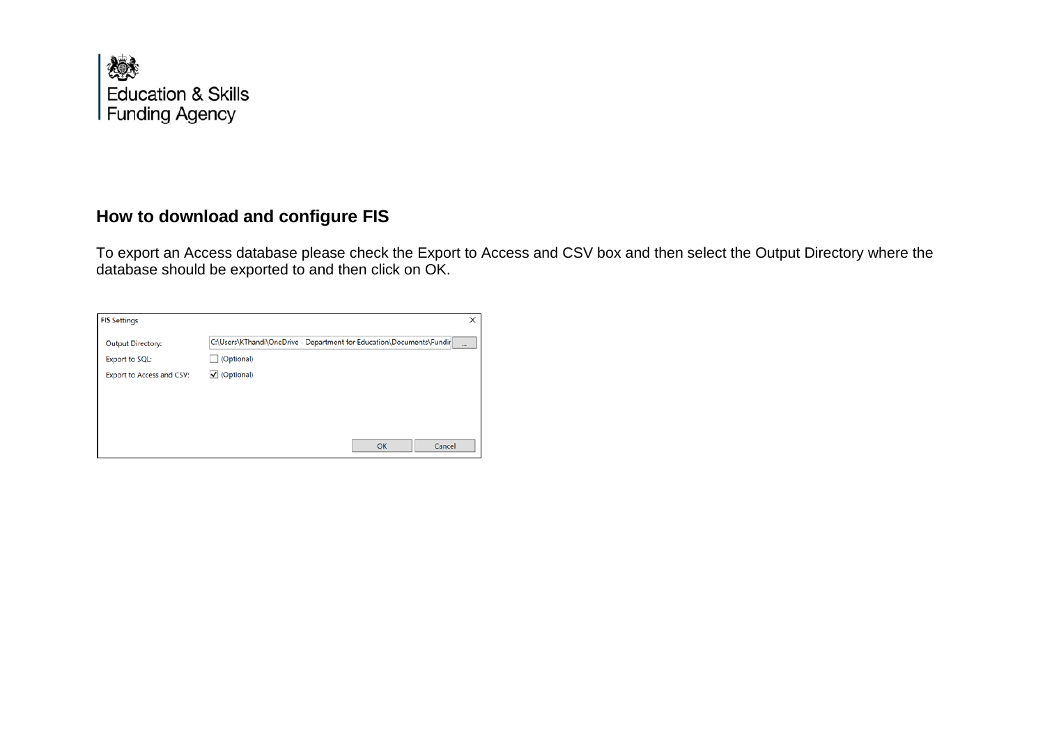## How to download and configure FIS

To export an Access database please check the Export to Access and CSV box and then select the Output Directory where the database should be exported to and then click on OK.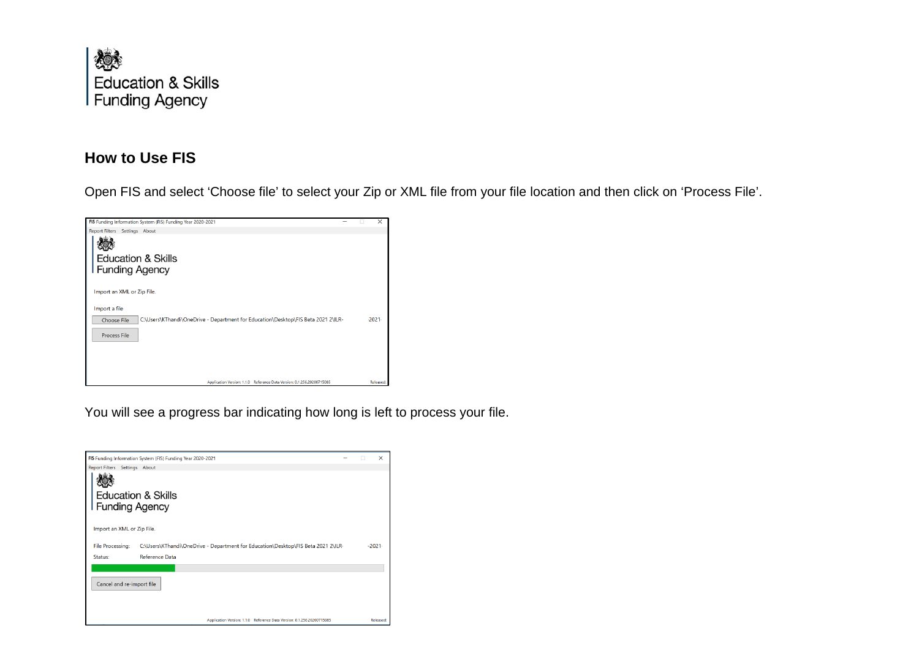## How to Use FIS

Open FIS and select ‘Choose file’ to select your Zip or XML file from your file location and then click on ‘Process File’.

You will see a progress bar indicating how long is left to process your file.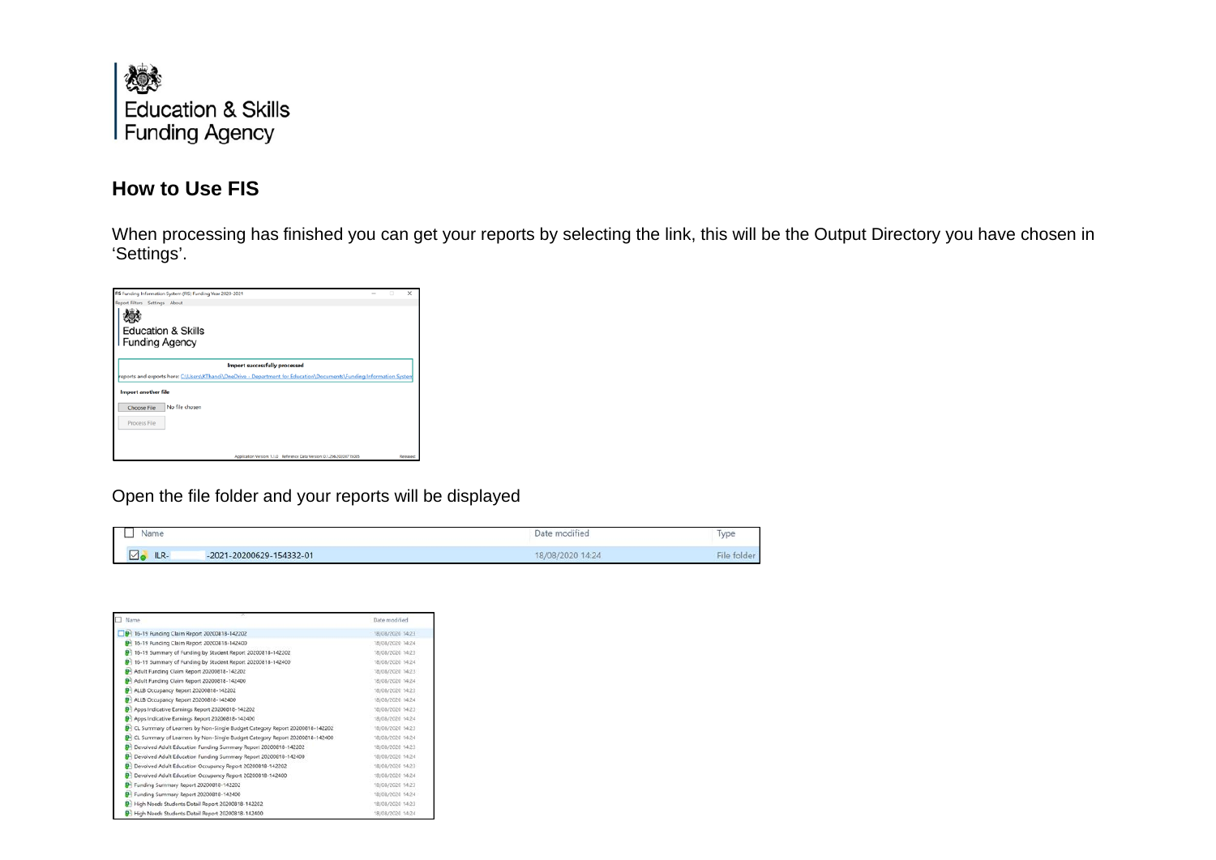## How to Use FIS

When processing has finished you can get your reports by selecting the link, this will be the Output Directory you have chosen in 'Settings'.

Open the file folder and your reports will be displayed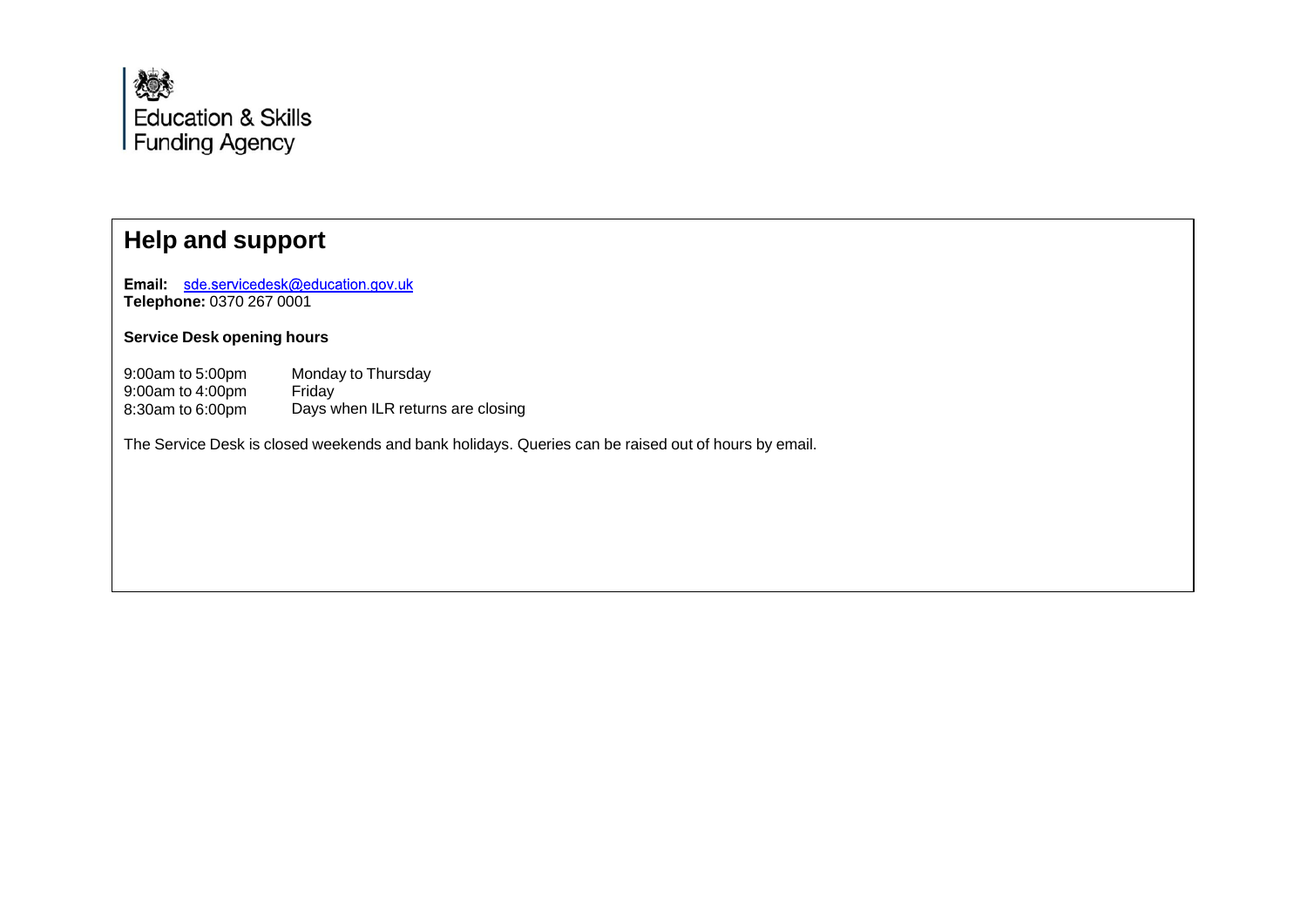Education & Skills Funding Agency

## Help and support

**Email:** sde.servicedesk@education.gov.uk
**Telephone:** 0370 267 0001

**Service Desk opening hours**

| | |
|---|---|
| 9:00am to 5:00pm | Monday to Thursday |
| 9:00am to 4:00pm | Friday |
| 8:30am to 6:00pm | Days when ILR returns are closing |

The Service Desk is closed weekends and bank holidays. Queries can be raised out of hours by email.